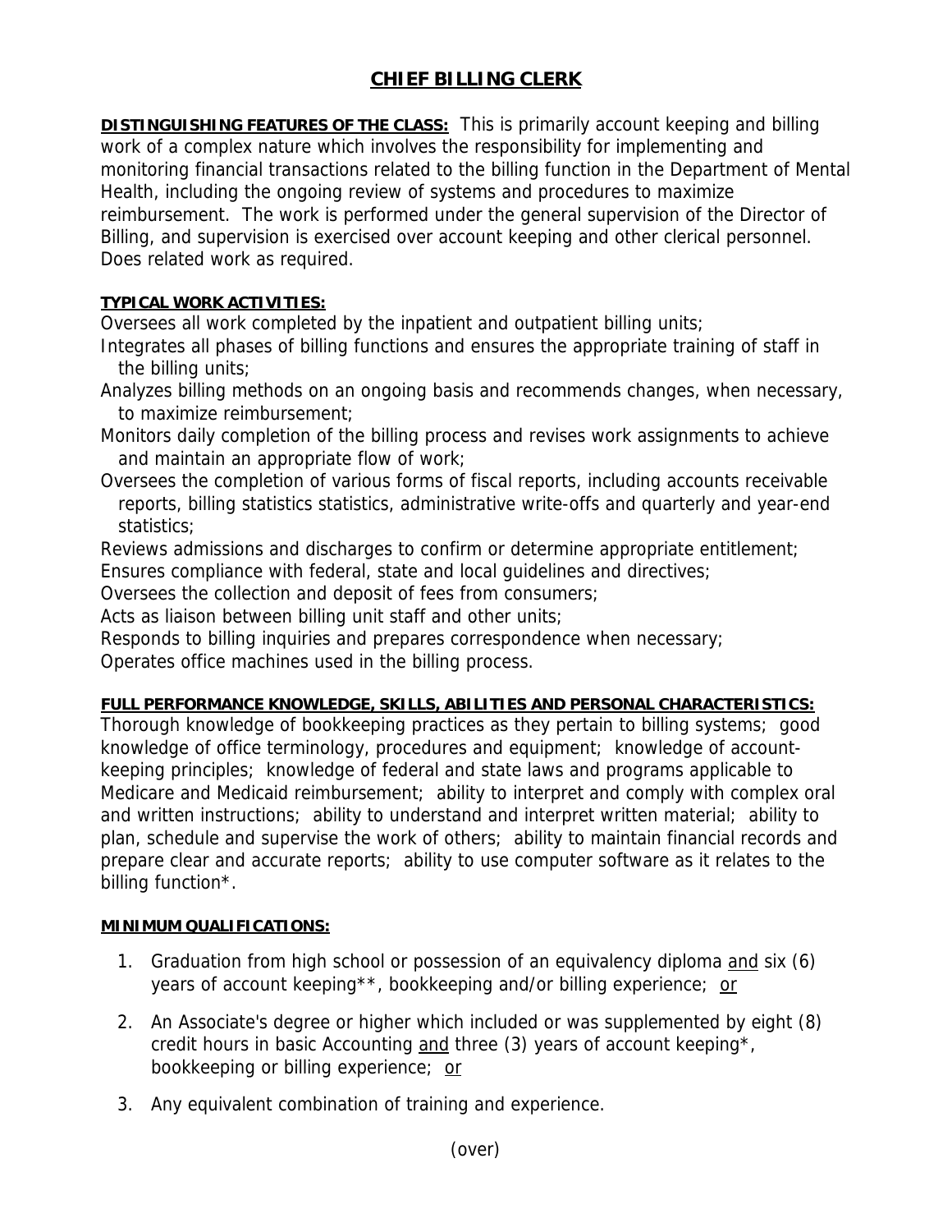# CHIEF BILLING CLERK

**DISTINGUISHING FEATURES OF THE CLASS:** This is primarily account keeping and billing work of a complex nature which involves the responsibility for implementing and monitoring financial transactions related to the billing function in the Department of Mental Health, including the ongoing review of systems and procedures to maximize reimbursement. The work is performed under the general supervision of the Director of Billing, and supervision is exercised over account keeping and other clerical personnel. Does related work as required.

**TYPICAL WORK ACTIVITIES:**

Oversees all work completed by the inpatient and outpatient billing units;
Integrates all phases of billing functions and ensures the appropriate training of staff in the billing units;
Analyzes billing methods on an ongoing basis and recommends changes, when necessary, to maximize reimbursement;
Monitors daily completion of the billing process and revises work assignments to achieve and maintain an appropriate flow of work;
Oversees the completion of various forms of fiscal reports, including accounts receivable reports, billing statistics statistics, administrative write-offs and quarterly and year-end statistics;
Reviews admissions and discharges to confirm or determine appropriate entitlement;
Ensures compliance with federal, state and local guidelines and directives;
Oversees the collection and deposit of fees from consumers;
Acts as liaison between billing unit staff and other units;
Responds to billing inquiries and prepares correspondence when necessary;
Operates office machines used in the billing process.

**FULL PERFORMANCE KNOWLEDGE, SKILLS, ABILITIES AND PERSONAL CHARACTERISTICS:**
Thorough knowledge of bookkeeping practices as they pertain to billing systems; good knowledge of office terminology, procedures and equipment; knowledge of account-keeping principles; knowledge of federal and state laws and programs applicable to Medicare and Medicaid reimbursement; ability to interpret and comply with complex oral and written instructions; ability to understand and interpret written material; ability to plan, schedule and supervise the work of others; ability to maintain financial records and prepare clear and accurate reports; ability to use computer software as it relates to the billing function*.

**MINIMUM QUALIFICATIONS:**

1. Graduation from high school or possession of an equivalency diploma and six (6) years of account keeping**, bookkeeping and/or billing experience; or
2. An Associate's degree or higher which included or was supplemented by eight (8) credit hours in basic Accounting and three (3) years of account keeping*, bookkeeping or billing experience; or
3. Any equivalent combination of training and experience.

(over)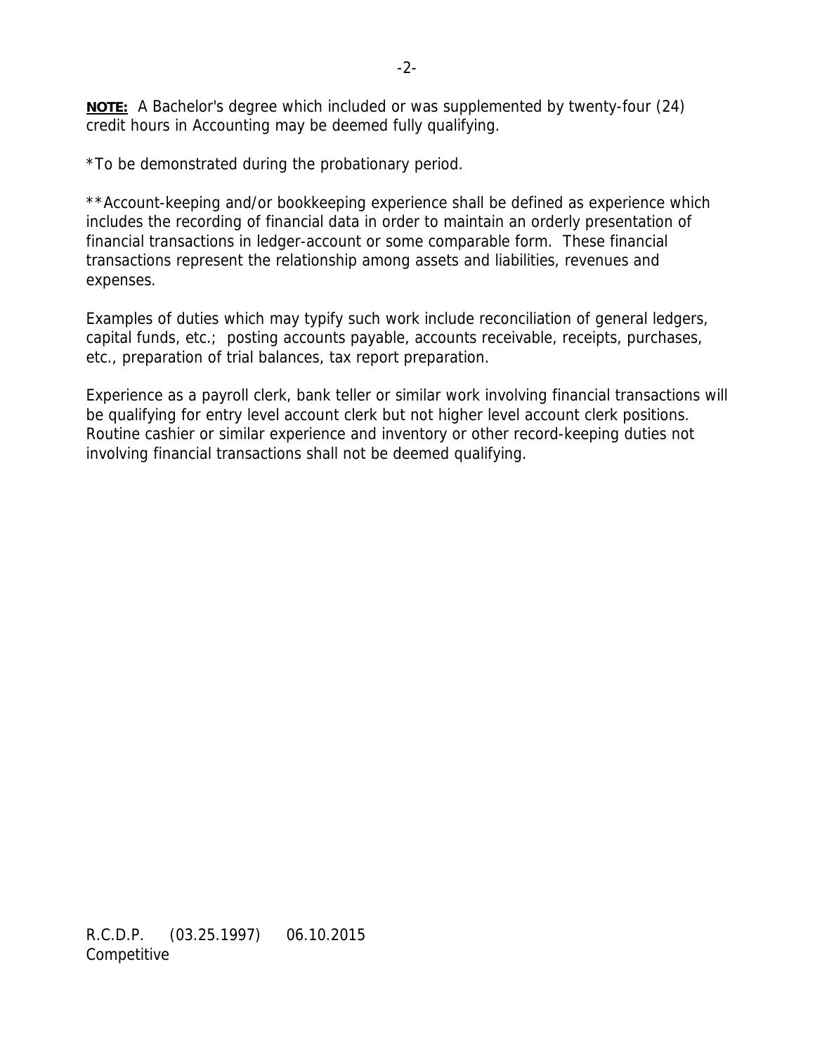**NOTE:** A Bachelor's degree which included or was supplemented by twenty-four (24) credit hours in Accounting may be deemed fully qualifying.

*To be demonstrated during the probationary period.

**Account-keeping and/or bookkeeping experience shall be defined as experience which includes the recording of financial data in order to maintain an orderly presentation of financial transactions in ledger-account or some comparable form. These financial transactions represent the relationship among assets and liabilities, revenues and expenses.

Examples of duties which may typify such work include reconciliation of general ledgers, capital funds, etc.; posting accounts payable, accounts receivable, receipts, purchases, etc., preparation of trial balances, tax report preparation.

Experience as a payroll clerk, bank teller or similar work involving financial transactions will be qualifying for entry level account clerk but not higher level account clerk positions. Routine cashier or similar experience and inventory or other record-keeping duties not involving financial transactions shall not be deemed qualifying.

R.C.D.P. (03.25.1997) 06.10.2015
Competitive